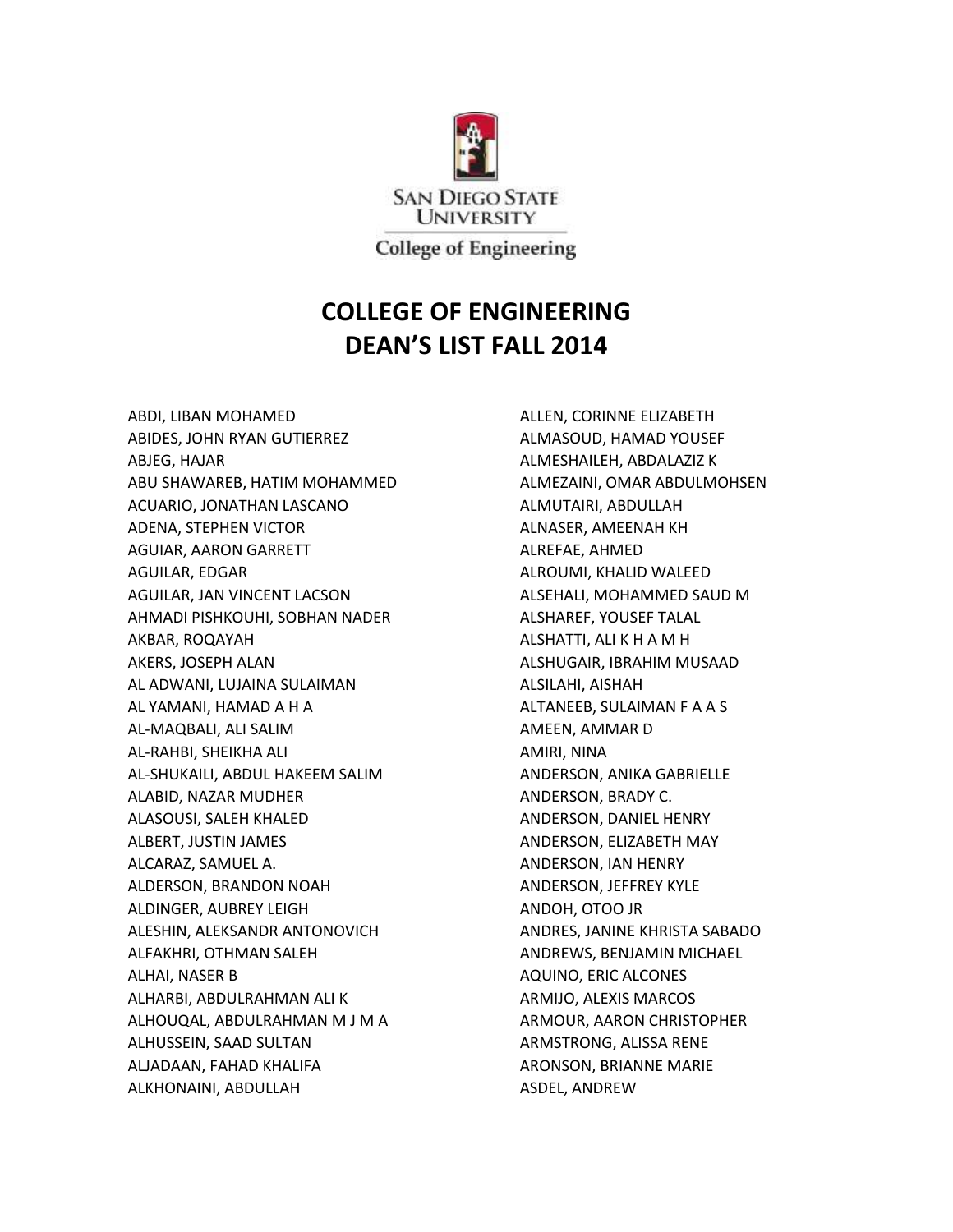San Diego State University

College of Engineering

# COLLEGE OF ENGINEERING
# DEAN'S LIST FALL 2014

ABDI, LIBAN MOHAMED
ABIDES, JOHN RYAN GUTIERREZ
ABJEG, HAJAR
ABU SHAWAREB, HATIM MOHAMMED
ACUARIO, JONATHAN LASCANO
ADENA, STEPHEN VICTOR
AGUIAR, AARON GARRETT
AGUILAR, EDGAR
AGUILAR, JAN VINCENT LACSON
AHMADI PISHKOUHI, SOBHAN NADER
AKBAR, ROQAYAH
AKERS, JOSEPH ALAN
AL ADWANI, LUJAINA SULAIMAN
AL YAMANI, HAMAD A H A
AL-MAQBALI, ALI SALIM
AL-RAHBI, SHEIKHA ALI
AL-SHUKAILI, ABDUL HAKEEM SALIM
ALABID, NAZAR MUDHER
ALASOUSI, SALEH KHALED
ALBERT, JUSTIN JAMES
ALCARAZ, SAMUEL A.
ALDERSON, BRANDON NOAH
ALDINGER, AUBREY LEIGH
ALESHIN, ALEKSANDR ANTONOVICH
ALFAKHRI, OTHMAN SALEH
ALHAI, NASER B
ALHARBI, ABDULRAHMAN ALI K
ALHOUQAL, ABDULRAHMAN M J M A
ALHUSSEIN, SAAD SULTAN
ALJADAAN, FAHAD KHALIFA
ALKHONAINI, ABDULLAH
ALLEN, CORINNE ELIZABETH
ALMASOUD, HAMAD YOUSEF
ALMESHAILEH, ABDALAZIZ K
ALMEZAINI, OMAR ABDULMOHSEN
ALMUTAIRI, ABDULLAH
ALNASER, AMEENAH KH
ALREFAE, AHMED
ALROUMI, KHALID WALEED
ALSEHALI, MOHAMMED SAUD M
ALSHAREF, YOUSEF TALAL
ALSHATTI, ALI K H A M H
ALSHUGAIR, IBRAHIM MUSAAD
ALSILAHI, AISHAH
ALTANEEB, SULAIMAN F A A S
AMEEN, AMMAR D
AMIRI, NINA
ANDERSON, ANIKA GABRIELLE
ANDERSON, BRADY C.
ANDERSON, DANIEL HENRY
ANDERSON, ELIZABETH MAY
ANDERSON, IAN HENRY
ANDERSON, JEFFREY KYLE
ANDOH, OTOO JR
ANDRES, JANINE KHRISTA SABADO
ANDREWS, BENJAMIN MICHAEL
AQUINO, ERIC ALCONES
ARMIJO, ALEXIS MARCOS
ARMOUR, AARON CHRISTOPHER
ARMSTRONG, ALISSA RENE
ARONSON, BRIANNE MARIE
ASDEL, ANDREW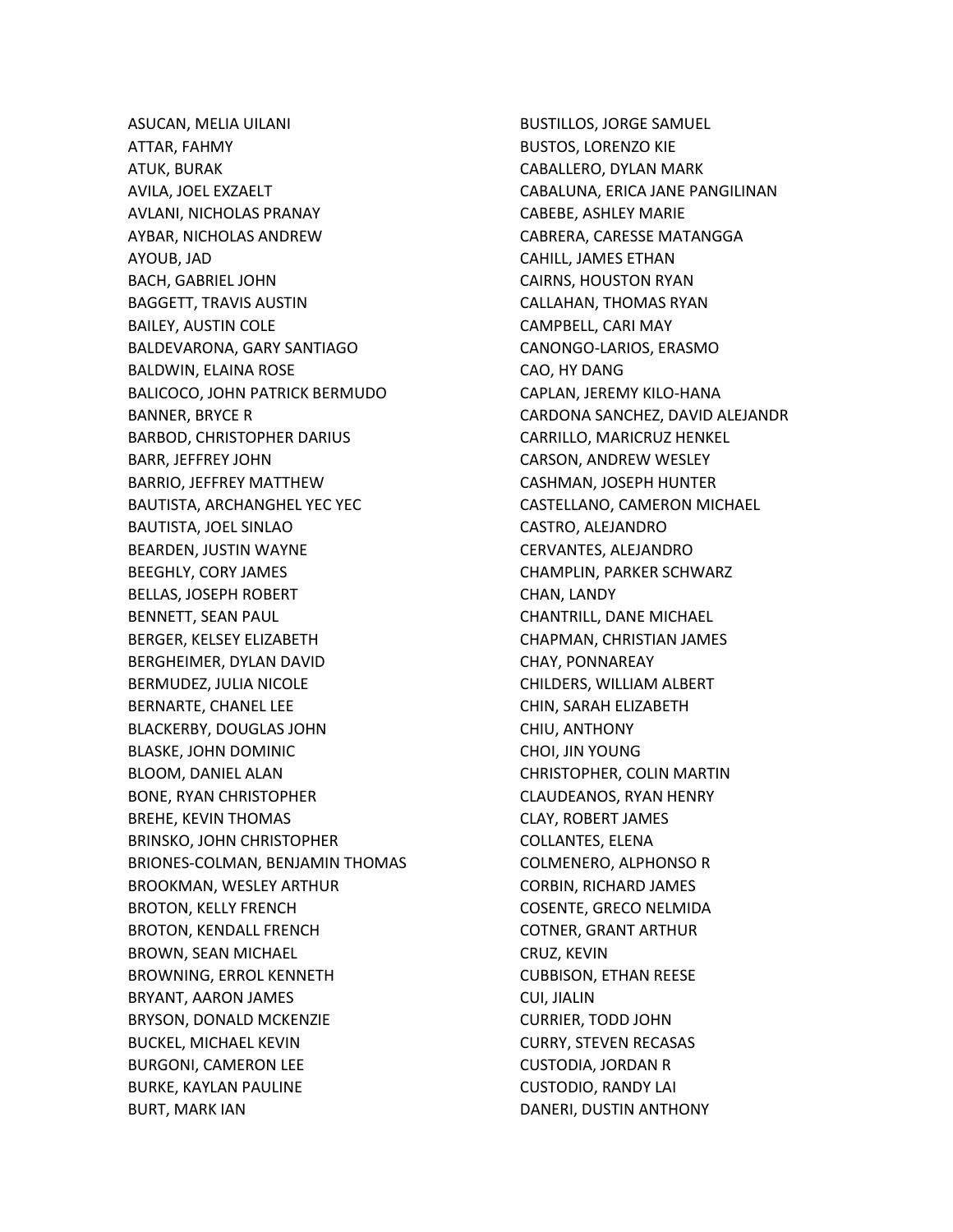ASUCAN, MELIA UILANI
ATTAR, FAHMY
ATUK, BURAK
AVILA, JOEL EXZAELT
AVLANI, NICHOLAS PRANAY
AYBAR, NICHOLAS ANDREW
AYOUB, JAD
BACH, GABRIEL JOHN
BAGGETT, TRAVIS AUSTIN
BAILEY, AUSTIN COLE
BALDEVARONA, GARY SANTIAGO
BALDWIN, ELAINA ROSE
BALICOCO, JOHN PATRICK BERMUDO
BANNER, BRYCE R
BARBOD, CHRISTOPHER DARIUS
BARR, JEFFREY JOHN
BARRIO, JEFFREY MATTHEW
BAUTISTA, ARCHANGHEL YEC YEC
BAUTISTA, JOEL SINLAO
BEARDEN, JUSTIN WAYNE
BEEGHLY, CORY JAMES
BELLAS, JOSEPH ROBERT
BENNETT, SEAN PAUL
BERGER, KELSEY ELIZABETH
BERGHEIMER, DYLAN DAVID
BERMUDEZ, JULIA NICOLE
BERNARTE, CHANEL LEE
BLACKERBY, DOUGLAS JOHN
BLASKE, JOHN DOMINIC
BLOOM, DANIEL ALAN
BONE, RYAN CHRISTOPHER
BREHE, KEVIN THOMAS
BRINSKO, JOHN CHRISTOPHER
BRIONES-COLMAN, BENJAMIN THOMAS
BROOKMAN, WESLEY ARTHUR
BROTON, KELLY FRENCH
BROTON, KENDALL FRENCH
BROWN, SEAN MICHAEL
BROWNING, ERROL KENNETH
BRYANT, AARON JAMES
BRYSON, DONALD MCKENZIE
BUCKEL, MICHAEL KEVIN
BURGONI, CAMERON LEE
BURKE, KAYLAN PAULINE
BURT, MARK IAN
BUSTILLOS, JORGE SAMUEL
BUSTOS, LORENZO KIE
CABALLERO, DYLAN MARK
CABALUNA, ERICA JANE PANGILINAN
CABEBE, ASHLEY MARIE
CABRERA, CARESSE MATANGGA
CAHILL, JAMES ETHAN
CAIRNS, HOUSTON RYAN
CALLAHAN, THOMAS RYAN
CAMPBELL, CARI MAY
CANONGO-LARIOS, ERASMO
CAO, HY DANG
CAPLAN, JEREMY KILO-HANA
CARDONA SANCHEZ, DAVID ALEJANDR
CARRILLO, MARICRUZ HENKEL
CARSON, ANDREW WESLEY
CASHMAN, JOSEPH HUNTER
CASTELLANO, CAMERON MICHAEL
CASTRO, ALEJANDRO
CERVANTES, ALEJANDRO
CHAMPLIN, PARKER SCHWARZ
CHAN, LANDY
CHANTRILL, DANE MICHAEL
CHAPMAN, CHRISTIAN JAMES
CHAY, PONNAREAY
CHILDERS, WILLIAM ALBERT
CHIN, SARAH ELIZABETH
CHIU, ANTHONY
CHOI, JIN YOUNG
CHRISTOPHER, COLIN MARTIN
CLAUDEANOS, RYAN HENRY
CLAY, ROBERT JAMES
COLLANTES, ELENA
COLMENERO, ALPHONSO R
CORBIN, RICHARD JAMES
COSENTE, GRECO NELMIDA
COTNER, GRANT ARTHUR
CRUZ, KEVIN
CUBBISON, ETHAN REESE
CUI, JIALIN
CURRIER, TODD JOHN
CURRY, STEVEN RECASAS
CUSTODIA, JORDAN R
CUSTODIO, RANDY LAI
DANERI, DUSTIN ANTHONY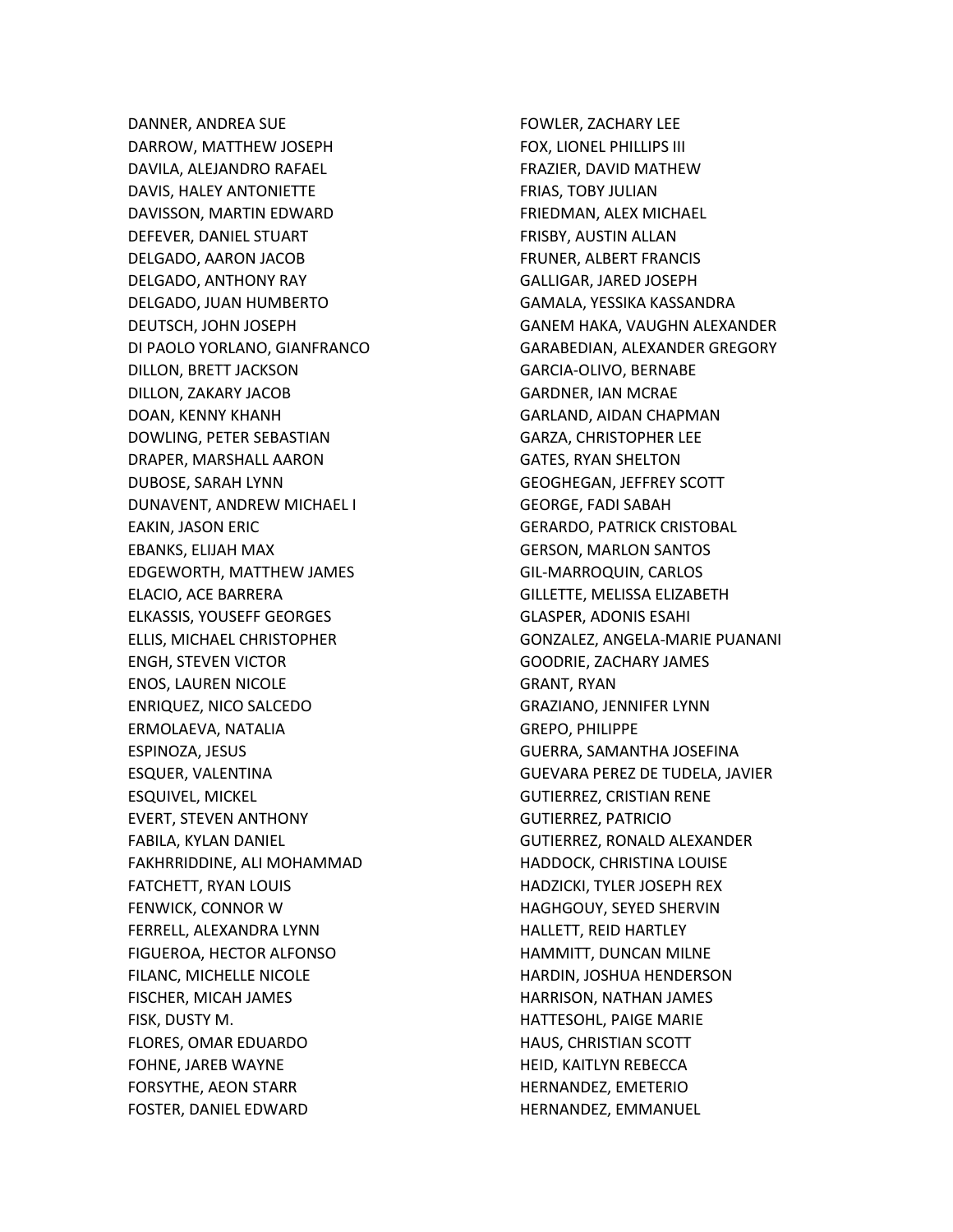DANNER, ANDREA SUE
DARROW, MATTHEW JOSEPH
DAVILA, ALEJANDRO RAFAEL
DAVIS, HALEY ANTONIETTE
DAVISSON, MARTIN EDWARD
DEFEVER, DANIEL STUART
DELGADO, AARON JACOB
DELGADO, ANTHONY RAY
DELGADO, JUAN HUMBERTO
DEUTSCH, JOHN JOSEPH
DI PAOLO YORLANO, GIANFRANCO
DILLON, BRETT JACKSON
DILLON, ZAKARY JACOB
DOAN, KENNY KHANH
DOWLING, PETER SEBASTIAN
DRAPER, MARSHALL AARON
DUBOSE, SARAH LYNN
DUNAVENT, ANDREW MICHAEL I
EAKIN, JASON ERIC
EBANKS, ELIJAH MAX
EDGEWORTH, MATTHEW JAMES
ELACIO, ACE BARRERA
ELKASSIS, YOUSEFF GEORGES
ELLIS, MICHAEL CHRISTOPHER
ENGH, STEVEN VICTOR
ENOS, LAUREN NICOLE
ENRIQUEZ, NICO SALCEDO
ERMOLAEVA, NATALIA
ESPINOZA, JESUS
ESQUER, VALENTINA
ESQUIVEL, MICKEL
EVERT, STEVEN ANTHONY
FABILA, KYLAN DANIEL
FAKHRRIDDINE, ALI MOHAMMAD
FATCHETT, RYAN LOUIS
FENWICK, CONNOR W
FERRELL, ALEXANDRA LYNN
FIGUEROA, HECTOR ALFONSO
FILANC, MICHELLE NICOLE
FISCHER, MICAH JAMES
FISK, DUSTY M.
FLORES, OMAR EDUARDO
FOHNE, JAREB WAYNE
FORSYTHE, AEON STARR
FOSTER, DANIEL EDWARD
FOWLER, ZACHARY LEE
FOX, LIONEL PHILLIPS III
FRAZIER, DAVID MATHEW
FRIAS, TOBY JULIAN
FRIEDMAN, ALEX MICHAEL
FRISBY, AUSTIN ALLAN
FRUNER, ALBERT FRANCIS
GALLIGAR, JARED JOSEPH
GAMALA, YESSIKA KASSANDRA
GANEM HAKA, VAUGHN ALEXANDER
GARABEDIAN, ALEXANDER GREGORY
GARCIA-OLIVO, BERNABE
GARDNER, IAN MCRAE
GARLAND, AIDAN CHAPMAN
GARZA, CHRISTOPHER LEE
GATES, RYAN SHELTON
GEOGHEGAN, JEFFREY SCOTT
GEORGE, FADI SABAH
GERARDO, PATRICK CRISTOBAL
GERSON, MARLON SANTOS
GIL-MARROQUIN, CARLOS
GILLETTE, MELISSA ELIZABETH
GLASPER, ADONIS ESAHI
GONZALEZ, ANGELA-MARIE PUANANI
GOODRIE, ZACHARY JAMES
GRANT, RYAN
GRAZIANO, JENNIFER LYNN
GREPO, PHILIPPE
GUERRA, SAMANTHA JOSEFINA
GUEVARA PEREZ DE TUDELA, JAVIER
GUTIERREZ, CRISTIAN RENE
GUTIERREZ, PATRICIO
GUTIERREZ, RONALD ALEXANDER
HADDOCK, CHRISTINA LOUISE
HADZICKI, TYLER JOSEPH REX
HAGHGOUY, SEYED SHERVIN
HALLETT, REID HARTLEY
HAMMITT, DUNCAN MILNE
HARDIN, JOSHUA HENDERSON
HARRISON, NATHAN JAMES
HATTESOHL, PAIGE MARIE
HAUS, CHRISTIAN SCOTT
HEID, KAITLYN REBECCA
HERNANDEZ, EMETERIO
HERNANDEZ, EMMANUEL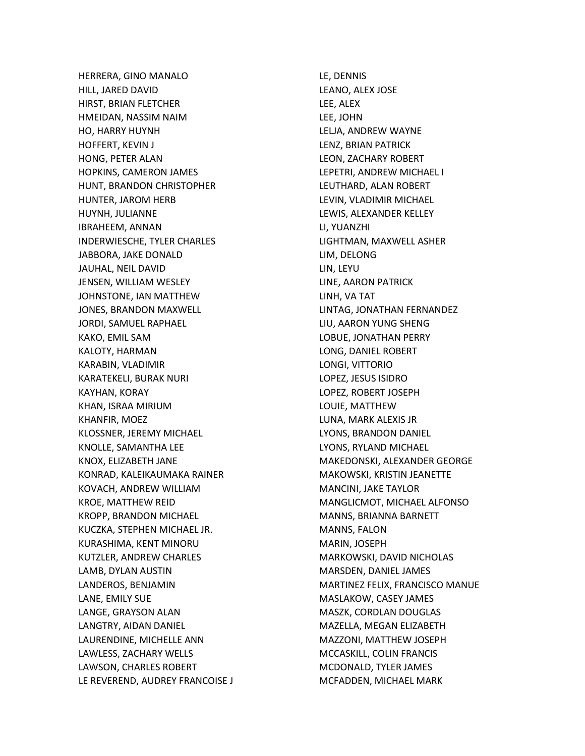HERRERA, GINO MANALO
HILL, JARED DAVID
HIRST, BRIAN FLETCHER
HMEIDAN, NASSIM NAIM
HO, HARRY HUYNH
HOFFERT, KEVIN J
HONG, PETER ALAN
HOPKINS, CAMERON JAMES
HUNT, BRANDON CHRISTOPHER
HUNTER, JAROM HERB
HUYNH, JULIANNE
IBRAHEEM, ANNAN
INDERWIESCHE, TYLER CHARLES
JABBORA, JAKE DONALD
JAUHAL, NEIL DAVID
JENSEN, WILLIAM WESLEY
JOHNSTONE, IAN MATTHEW
JONES, BRANDON MAXWELL
JORDI, SAMUEL RAPHAEL
KAKO, EMIL SAM
KALOTY, HARMAN
KARABIN, VLADIMIR
KARATEKELI, BURAK NURI
KAYHAN, KORAY
KHAN, ISRAA MIRIUM
KHANFIR, MOEZ
KLOSSNER, JEREMY MICHAEL
KNOLLE, SAMANTHA LEE
KNOX, ELIZABETH JANE
KONRAD, KALEIKAUMAKA RAINER
KOVACH, ANDREW WILLIAM
KROE, MATTHEW REID
KROPP, BRANDON MICHAEL
KUCZKA, STEPHEN MICHAEL JR.
KURASHIMA, KENT MINORU
KUTZLER, ANDREW CHARLES
LAMB, DYLAN AUSTIN
LANDEROS, BENJAMIN
LANE, EMILY SUE
LANGE, GRAYSON ALAN
LANGTRY, AIDAN DANIEL
LAURENDINE, MICHELLE ANN
LAWLESS, ZACHARY WELLS
LAWSON, CHARLES ROBERT
LE REVEREND, AUDREY FRANCOISE J
LE, DENNIS
LEANO, ALEX JOSE
LEE, ALEX
LEE, JOHN
LELJA, ANDREW WAYNE
LENZ, BRIAN PATRICK
LEON, ZACHARY ROBERT
LEPETRI, ANDREW MICHAEL I
LEUTHARD, ALAN ROBERT
LEVIN, VLADIMIR MICHAEL
LEWIS, ALEXANDER KELLEY
LI, YUANZHI
LIGHTMAN, MAXWELL ASHER
LIM, DELONG
LIN, LEYU
LINE, AARON PATRICK
LINH, VA TAT
LINTAG, JONATHAN FERNANDEZ
LIU, AARON YUNG SHENG
LOBUE, JONATHAN PERRY
LONG, DANIEL ROBERT
LONGI, VITTORIO
LOPEZ, JESUS ISIDRO
LOPEZ, ROBERT JOSEPH
LOUIE, MATTHEW
LUNA, MARK ALEXIS JR
LYONS, BRANDON DANIEL
LYONS, RYLAND MICHAEL
MAKEDONSKI, ALEXANDER GEORGE
MAKOWSKI, KRISTIN JEANETTE
MANCINI, JAKE TAYLOR
MANGLICMOT, MICHAEL ALFONSO
MANNS, BRIANNA BARNETT
MANNS, FALON
MARIN, JOSEPH
MARKOWSKI, DAVID NICHOLAS
MARSDEN, DANIEL JAMES
MARTINEZ FELIX, FRANCISCO MANUE
MASLAKOW, CASEY JAMES
MASZK, CORDLAN DOUGLAS
MAZELLA, MEGAN ELIZABETH
MAZZONI, MATTHEW JOSEPH
MCCASKILL, COLIN FRANCIS
MCDONALD, TYLER JAMES
MCFADDEN, MICHAEL MARK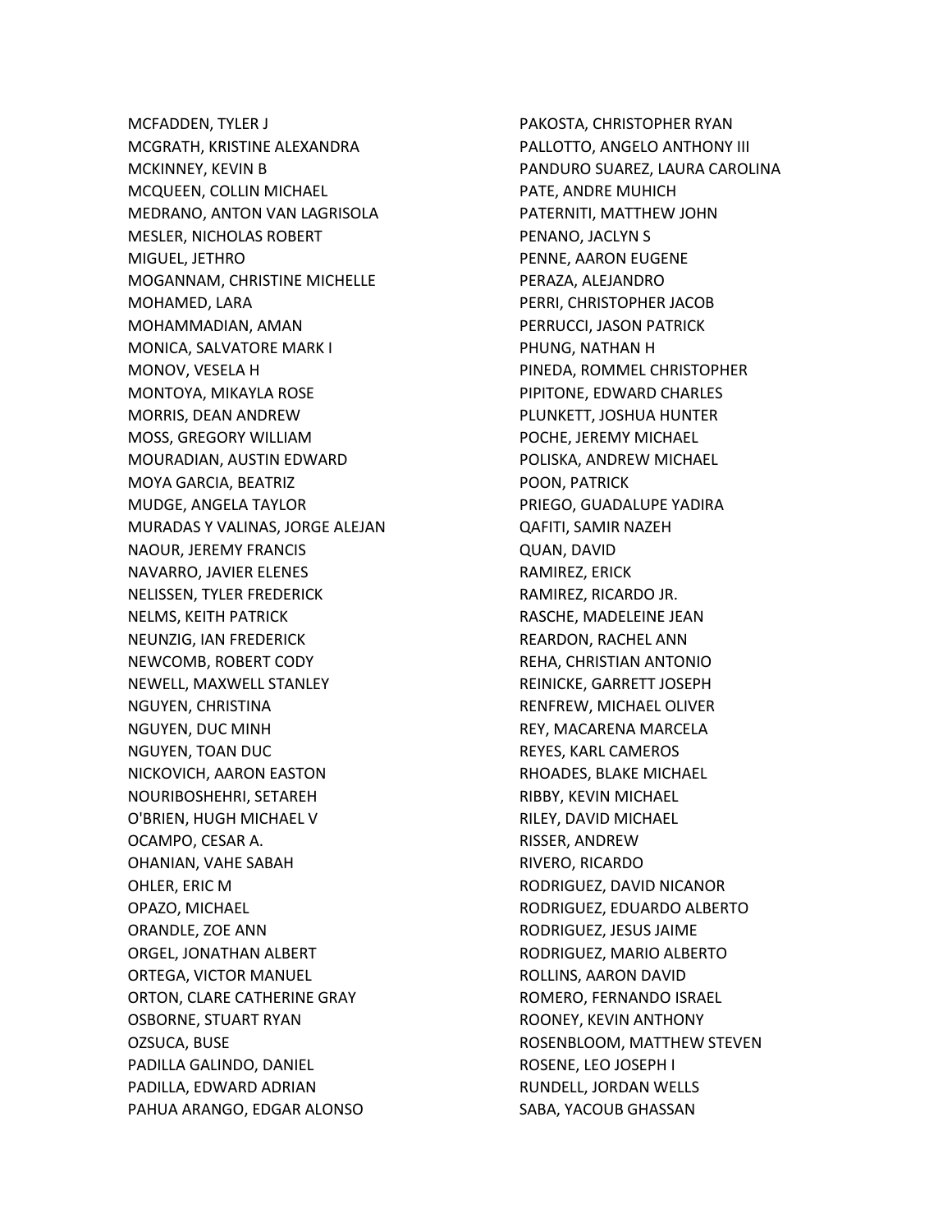MCFADDEN, TYLER J
MCGRATH, KRISTINE ALEXANDRA
MCKINNEY, KEVIN B
MCQUEEN, COLLIN MICHAEL
MEDRANO, ANTON VAN LAGRISOLA
MESLER, NICHOLAS ROBERT
MIGUEL, JETHRO
MOGANNAM, CHRISTINE MICHELLE
MOHAMED, LARA
MOHAMMADIAN, AMAN
MONICA, SALVATORE MARK I
MONOV, VESELA H
MONTOYA, MIKAYLA ROSE
MORRIS, DEAN ANDREW
MOSS, GREGORY WILLIAM
MOURADIAN, AUSTIN EDWARD
MOYA GARCIA, BEATRIZ
MUDGE, ANGELA TAYLOR
MURADAS Y VALINAS, JORGE ALEJAN
NAOUR, JEREMY FRANCIS
NAVARRO, JAVIER ELENES
NELISSEN, TYLER FREDERICK
NELMS, KEITH PATRICK
NEUNZIG, IAN FREDERICK
NEWCOMB, ROBERT CODY
NEWELL, MAXWELL STANLEY
NGUYEN, CHRISTINA
NGUYEN, DUC MINH
NGUYEN, TOAN DUC
NICKOVICH, AARON EASTON
NOURIBOSHEHRI, SETAREH
O'BRIEN, HUGH MICHAEL V
OCAMPO, CESAR A.
OHANIAN, VAHE SABAH
OHLER, ERIC M
OPAZO, MICHAEL
ORANDLE, ZOE ANN
ORGEL, JONATHAN ALBERT
ORTEGA, VICTOR MANUEL
ORTON, CLARE CATHERINE GRAY
OSBORNE, STUART RYAN
OZSUCA, BUSE
PADILLA GALINDO, DANIEL
PADILLA, EDWARD ADRIAN
PAHUA ARANGO, EDGAR ALONSO
PAKOSTA, CHRISTOPHER RYAN
PALLOTTO, ANGELO ANTHONY III
PANDURO SUAREZ, LAURA CAROLINA
PATE, ANDRE MUHICH
PATERNITI, MATTHEW JOHN
PENANO, JACLYN S
PENNE, AARON EUGENE
PERAZA, ALEJANDRO
PERRI, CHRISTOPHER JACOB
PERRUCCI, JASON PATRICK
PHUNG, NATHAN H
PINEDA, ROMMEL CHRISTOPHER
PIPITONE, EDWARD CHARLES
PLUNKETT, JOSHUA HUNTER
POCHE, JEREMY MICHAEL
POLISKA, ANDREW MICHAEL
POON, PATRICK
PRIEGO, GUADALUPE YADIRA
QAFITI, SAMIR NAZEH
QUAN, DAVID
RAMIREZ, ERICK
RAMIREZ, RICARDO JR.
RASCHE, MADELEINE JEAN
REARDON, RACHEL ANN
REHA, CHRISTIAN ANTONIO
REINICKE, GARRETT JOSEPH
RENFREW, MICHAEL OLIVER
REY, MACARENA MARCELA
REYES, KARL CAMEROS
RHOADES, BLAKE MICHAEL
RIBBY, KEVIN MICHAEL
RILEY, DAVID MICHAEL
RISSER, ANDREW
RIVERO, RICARDO
RODRIGUEZ, DAVID NICANOR
RODRIGUEZ, EDUARDO ALBERTO
RODRIGUEZ, JESUS JAIME
RODRIGUEZ, MARIO ALBERTO
ROLLINS, AARON DAVID
ROMERO, FERNANDO ISRAEL
ROONEY, KEVIN ANTHONY
ROSENBLOOM, MATTHEW STEVEN
ROSENE, LEO JOSEPH I
RUNDELL, JORDAN WELLS
SABA, YACOUB GHASSAN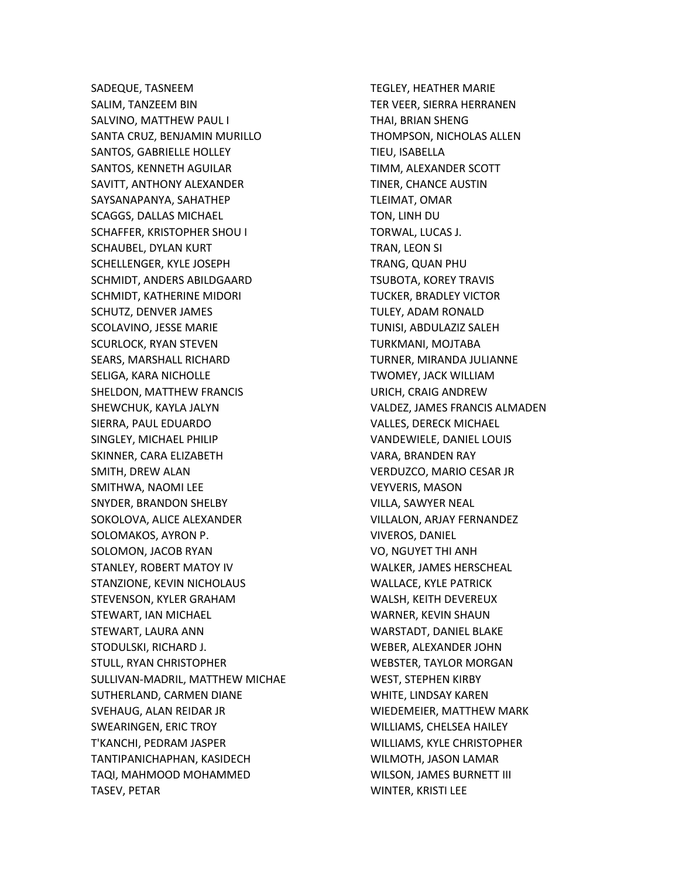SADEQUE, TASNEEM
SALIM, TANZEEM BIN
SALVINO, MATTHEW PAUL I
SANTA CRUZ, BENJAMIN MURILLO
SANTOS, GABRIELLE HOLLEY
SANTOS, KENNETH AGUILAR
SAVITT, ANTHONY ALEXANDER
SAYSANAPANYA, SAHATHEP
SCAGGS, DALLAS MICHAEL
SCHAFFER, KRISTOPHER SHOU I
SCHAUBEL, DYLAN KURT
SCHELLENGER, KYLE JOSEPH
SCHMIDT, ANDERS ABILDGAARD
SCHMIDT, KATHERINE MIDORI
SCHUTZ, DENVER JAMES
SCOLAVINO, JESSE MARIE
SCURLOCK, RYAN STEVEN
SEARS, MARSHALL RICHARD
SELIGA, KARA NICHOLLE
SHELDON, MATTHEW FRANCIS
SHEWCHUK, KAYLA JALYN
SIERRA, PAUL EDUARDO
SINGLEY, MICHAEL PHILIP
SKINNER, CARA ELIZABETH
SMITH, DREW ALAN
SMITHWA, NAOMI LEE
SNYDER, BRANDON SHELBY
SOKOLOVA, ALICE ALEXANDER
SOLOMAKOS, AYRON P.
SOLOMON, JACOB RYAN
STANLEY, ROBERT MATOY IV
STANZIONE, KEVIN NICHOLAUS
STEVENSON, KYLER GRAHAM
STEWART, IAN MICHAEL
STEWART, LAURA ANN
STODULSKI, RICHARD J.
STULL, RYAN CHRISTOPHER
SULLIVAN-MADRIL, MATTHEW MICHAE
SUTHERLAND, CARMEN DIANE
SVEHAUG, ALAN REIDAR JR
SWEARINGEN, ERIC TROY
T'KANCHI, PEDRAM JASPER
TANTIPANICHAPHAN, KASIDECH
TAQI, MAHMOOD MOHAMMED
TASEV, PETAR
TEGLEY, HEATHER MARIE
TER VEER, SIERRA HERRANEN
THAI, BRIAN SHENG
THOMPSON, NICHOLAS ALLEN
TIEU, ISABELLA
TIMM, ALEXANDER SCOTT
TINER, CHANCE AUSTIN
TLEIMAT, OMAR
TON, LINH DU
TORWAL, LUCAS J.
TRAN, LEON SI
TRANG, QUAN PHU
TSUBOTA, KOREY TRAVIS
TUCKER, BRADLEY VICTOR
TULEY, ADAM RONALD
TUNISI, ABDULAZIZ SALEH
TURKMANI, MOJTABA
TURNER, MIRANDA JULIANNE
TWOMEY, JACK WILLIAM
URICH, CRAIG ANDREW
VALDEZ, JAMES FRANCIS ALMADEN
VALLES, DERECK MICHAEL
VANDEWIELE, DANIEL LOUIS
VARA, BRANDEN RAY
VERDUZCO, MARIO CESAR JR
VEYVERIS, MASON
VILLA, SAWYER NEAL
VILLALON, ARJAY FERNANDEZ
VIVEROS, DANIEL
VO, NGUYET THI ANH
WALKER, JAMES HERSCHEAL
WALLACE, KYLE PATRICK
WALSH, KEITH DEVEREUX
WARNER, KEVIN SHAUN
WARSTADT, DANIEL BLAKE
WEBER, ALEXANDER JOHN
WEBSTER, TAYLOR MORGAN
WEST, STEPHEN KIRBY
WHITE, LINDSAY KAREN
WIEDEMEIER, MATTHEW MARK
WILLIAMS, CHELSEA HAILEY
WILLIAMS, KYLE CHRISTOPHER
WILMOTH, JASON LAMAR
WILSON, JAMES BURNETT III
WINTER, KRISTI LEE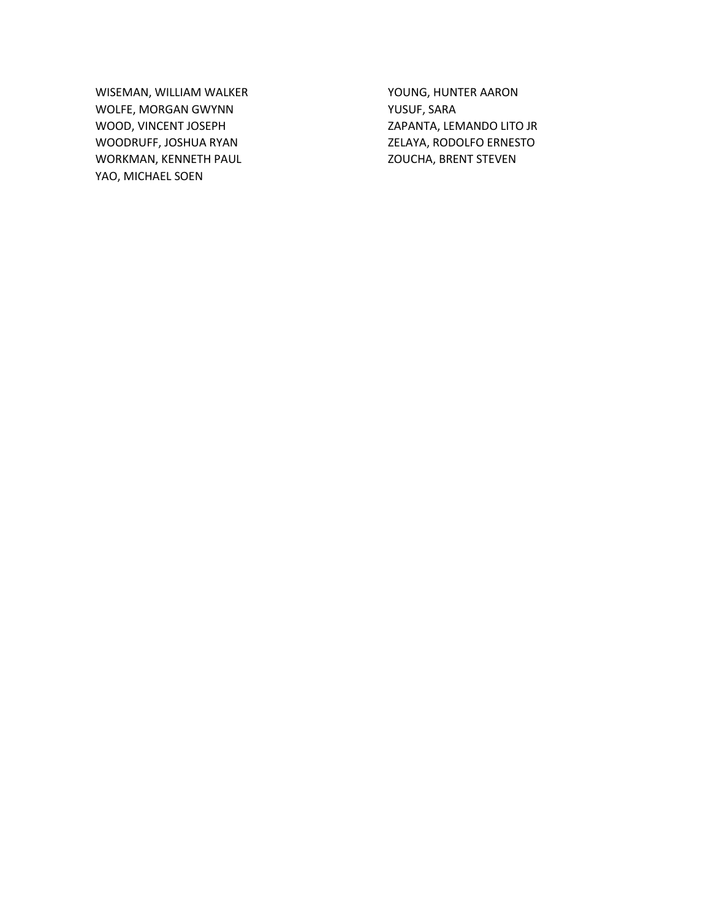WISEMAN, WILLIAM WALKER
WOLFE, MORGAN GWYNN
WOOD, VINCENT JOSEPH
WOODRUFF, JOSHUA RYAN
WORKMAN, KENNETH PAUL
YAO, MICHAEL SOEN
YOUNG, HUNTER AARON
YUSUF, SARA
ZAPANTA, LEMANDO LITO JR
ZELAYA, RODOLFO ERNESTO
ZOUCHA, BRENT STEVEN